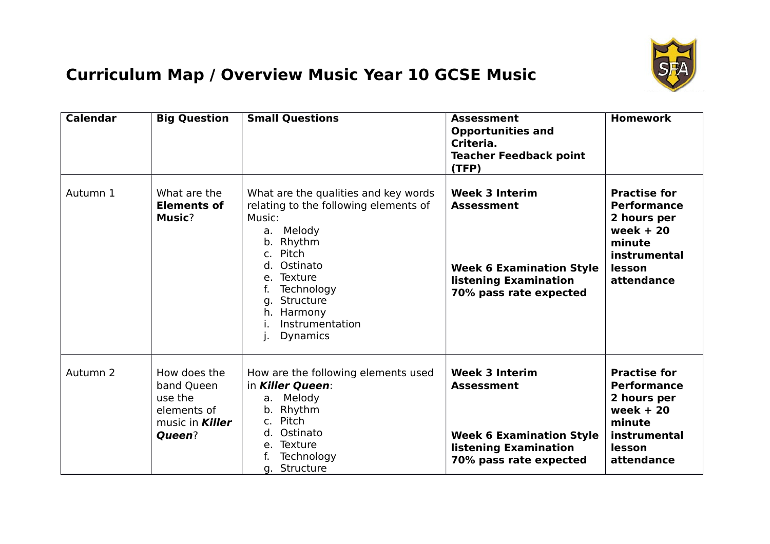# Curriculum Map / Overview Music Year 10 GCSE Music

| Calendar | Big Question | Small Questions | Assessment Opportunities and Criteria. Teacher Feedback point (TFP) | Homework |
| --- | --- | --- | --- | --- |
| Autumn 1 | What are the **Elements of Music**? | What are the qualities and key words relating to the following elements of Music:<br>a. Melody<br>b. Rhythm<br>c. Pitch<br>d. Ostinato<br>e. Texture<br>f. Technology<br>g. Structure<br>h. Harmony<br>i. Instrumentation<br>j. Dynamics | **Week 3 Interim Assessment**<br><br>**Week 6 Examination Style listening Examination 70% pass rate expected** | **Practise for Performance 2 hours per week + 20 minute instrumental lesson attendance** |
| Autumn 2 | How does the band Queen use the elements of music in ***Killer Queen***? | How are the following elements used in ***Killer Queen***:<br>a. Melody<br>b. Rhythm<br>c. Pitch<br>d. Ostinato<br>e. Texture<br>f. Technology<br>g. Structure | **Week 3 Interim Assessment**<br><br>**Week 6 Examination Style listening Examination 70% pass rate expected** | **Practise for Performance 2 hours per week + 20 minute instrumental lesson attendance** |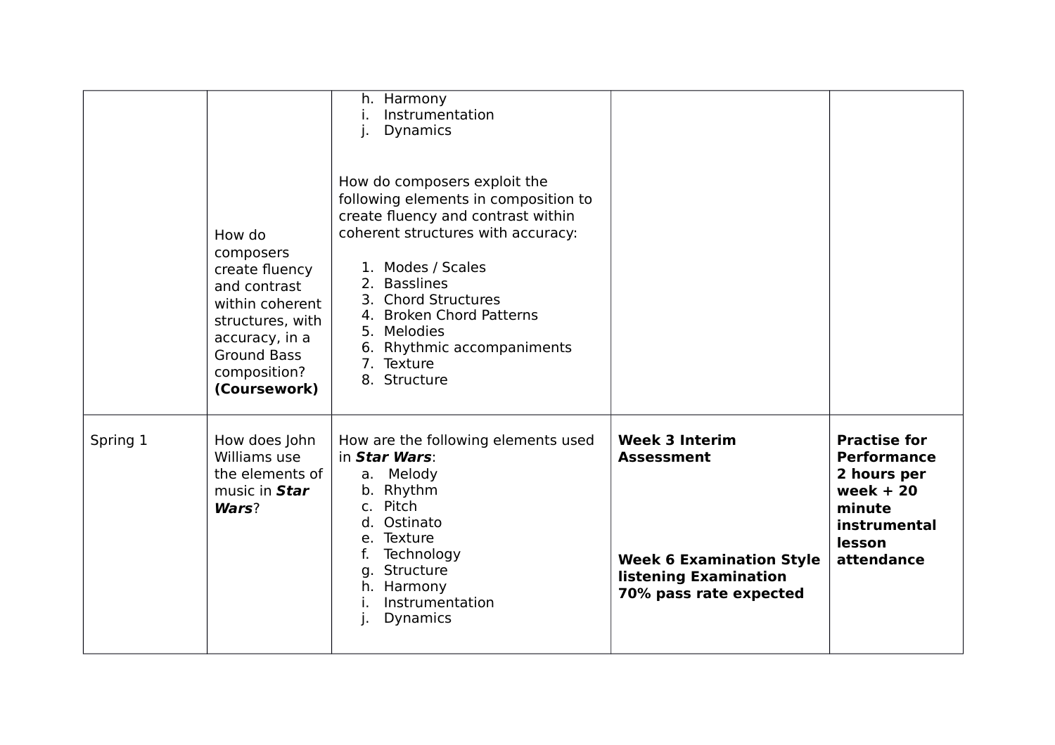| | | | | |
|---|---|---|---|---|
| | How do composers create fluency and contrast within coherent structures, with accuracy, in a Ground Bass composition? **(Coursework)** | h. Harmony<br>i. Instrumentation<br>j. Dynamics<br><br>How do composers exploit the following elements in composition to create fluency and contrast within coherent structures with accuracy:<br><br>1. Modes / Scales<br>2. Basslines<br>3. Chord Structures<br>4. Broken Chord Patterns<br>5. Melodies<br>6. Rhythmic accompaniments<br>7. Texture<br>8. Structure | | |
| Spring 1 | How does John Williams use the elements of music in ***Star Wars***? | How are the following elements used in ***Star Wars***:<br>a. Melody<br>b. Rhythm<br>c. Pitch<br>d. Ostinato<br>e. Texture<br>f. Technology<br>g. Structure<br>h. Harmony<br>i. Instrumentation<br>j. Dynamics | **Week 3 Interim Assessment**<br><br>**Week 6 Examination Style listening Examination 70% pass rate expected** | **Practise for Performance 2 hours per week + 20 minute instrumental lesson attendance** |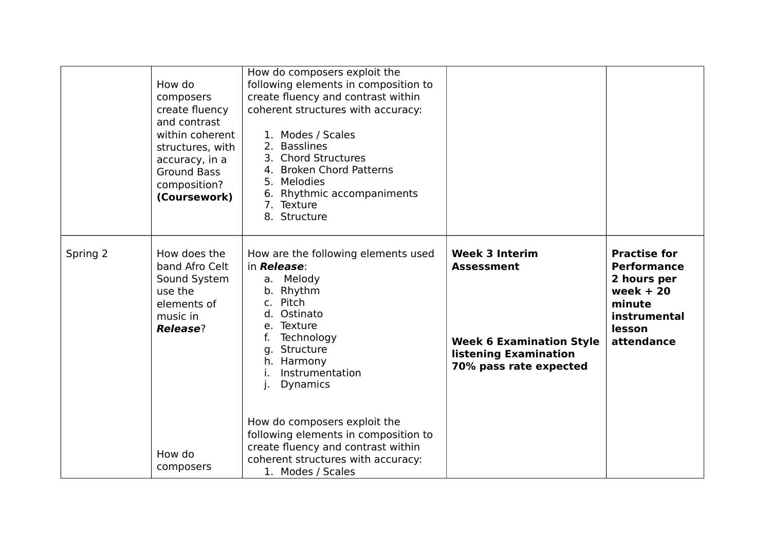|  |  |  |  |  |
|---|---|---|---|---|
|  | How do composers create fluency and contrast within coherent structures, with accuracy, in a Ground Bass composition? **(Coursework)** | How do composers exploit the following elements in composition to create fluency and contrast within coherent structures with accuracy:<br><br>1. Modes / Scales<br>2. Basslines<br>3. Chord Structures<br>4. Broken Chord Patterns<br>5. Melodies<br>6. Rhythmic accompaniments<br>7. Texture<br>8. Structure |  |  |
| Spring 2 | How does the band Afro Celt Sound System use the elements of music in ***Release***?<br><br><br><br><br><br><br>How do composers | How are the following elements used in ***Release***:<br>a. Melody<br>b. Rhythm<br>c. Pitch<br>d. Ostinato<br>e. Texture<br>f. Technology<br>g. Structure<br>h. Harmony<br>i. Instrumentation<br>j. Dynamics<br><br><br>How do composers exploit the following elements in composition to create fluency and contrast within coherent structures with accuracy:<br>1. Modes / Scales | **Week 3 Interim Assessment**<br><br><br><br><br>**Week 6 Examination Style listening Examination 70% pass rate expected** | **Practise for Performance 2 hours per week + 20 minute instrumental lesson attendance** |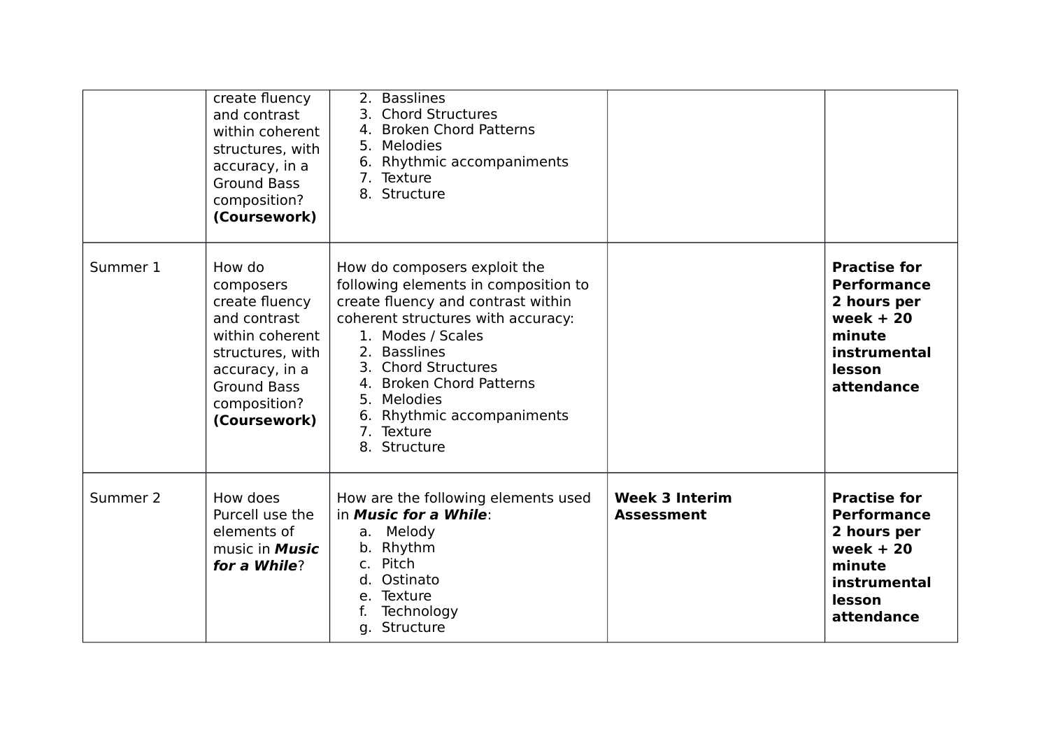|  |  |  |  |  |
|---|---|---|---|---|
|  | create fluency and contrast within coherent structures, with accuracy, in a Ground Bass composition? **(Coursework)** | 2. Basslines<br>3. Chord Structures<br>4. Broken Chord Patterns<br>5. Melodies<br>6. Rhythmic accompaniments<br>7. Texture<br>8. Structure |  |  |
| Summer 1 | How do composers create fluency and contrast within coherent structures, with accuracy, in a Ground Bass composition? **(Coursework)** | How do composers exploit the following elements in composition to create fluency and contrast within coherent structures with accuracy:<br>1. Modes / Scales<br>2. Basslines<br>3. Chord Structures<br>4. Broken Chord Patterns<br>5. Melodies<br>6. Rhythmic accompaniments<br>7. Texture<br>8. Structure |  | **Practise for Performance 2 hours per week + 20 minute instrumental lesson attendance** |
| Summer 2 | How does Purcell use the elements of music in ***Music for a While***? | How are the following elements used in ***Music for a While***:<br>a. Melody<br>b. Rhythm<br>c. Pitch<br>d. Ostinato<br>e. Texture<br>f. Technology<br>g. Structure | **Week 3 Interim Assessment** | **Practise for Performance 2 hours per week + 20 minute instrumental lesson attendance** |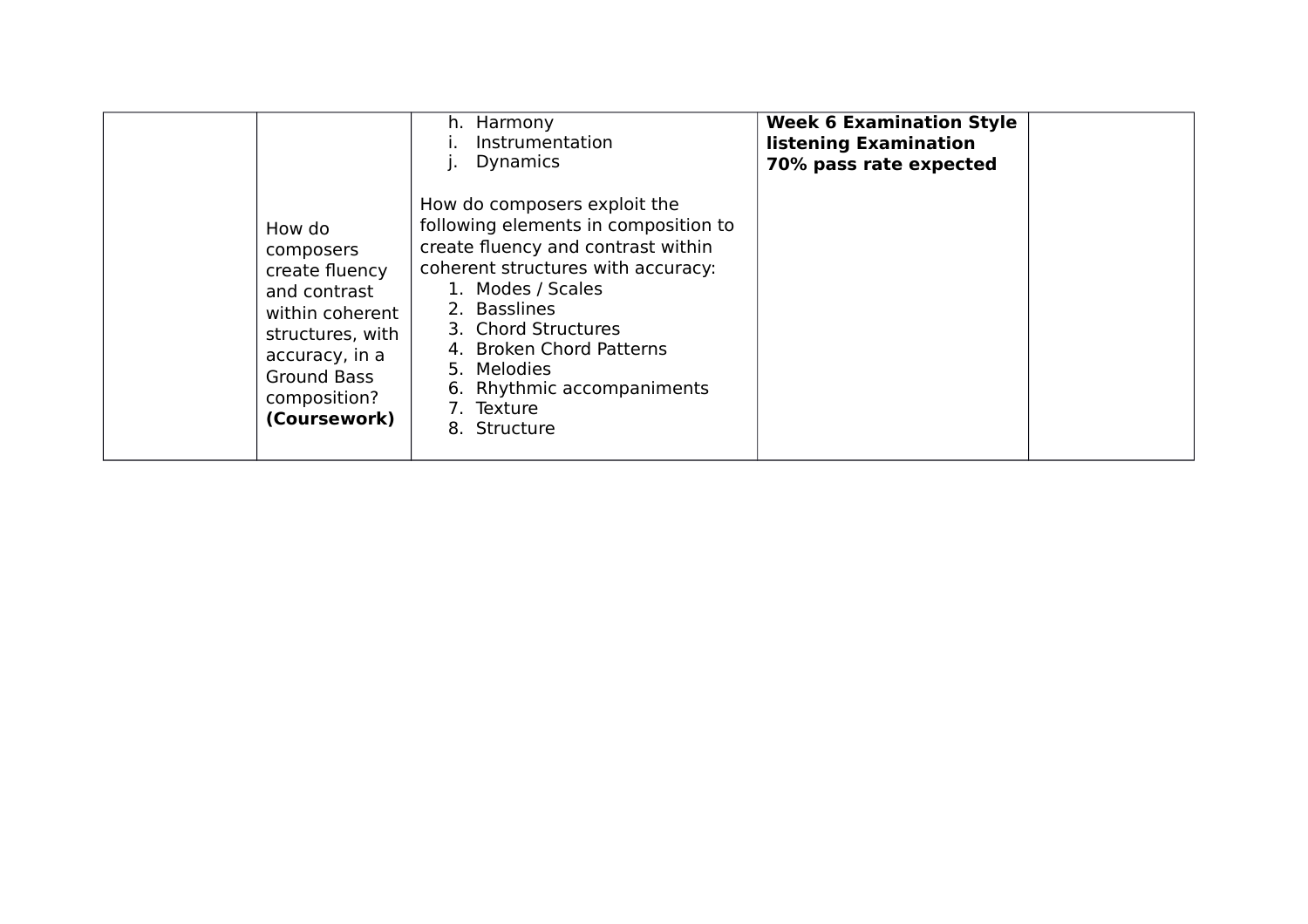| | | | | |
|---|---|---|---|---|
| | How do composers create fluency and contrast within coherent structures, with accuracy, in a Ground Bass composition? **(Coursework)** | h. Harmony<br>i. Instrumentation<br>j. Dynamics<br><br>How do composers exploit the following elements in composition to create fluency and contrast within coherent structures with accuracy:<br>1. Modes / Scales<br>2. Basslines<br>3. Chord Structures<br>4. Broken Chord Patterns<br>5. Melodies<br>6. Rhythmic accompaniments<br>7. Texture<br>8. Structure | **Week 6 Examination Style listening Examination 70% pass rate expected** | |